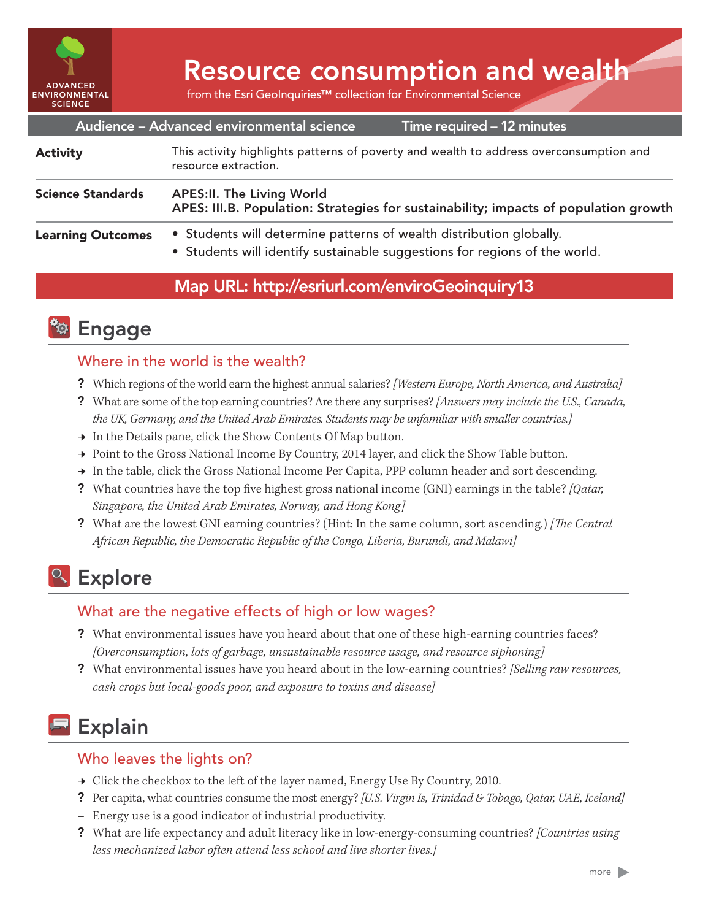ADVANCED ENVIRONMENTAL SCIENCE

# Resource consumption and wealth

from the Esri GeoInquiries™ collection for Environmental Science

| Audience – Advanced environmental science | Time required – 12 minutes |
|---|---|

| | |
|---|---|
| **Activity** | This activity highlights patterns of poverty and wealth to address overconsumption and resource extraction. |
| **Science Standards** | APES:II. The Living World<br>APES: III.B. Population: Strategies for sustainability; impacts of population growth |
| **Learning Outcomes** | • Students will determine patterns of wealth distribution globally.<br>• Students will identify sustainable suggestions for regions of the world. |

**Map URL: http://esriurl.com/enviroGeoinquiry13**

## Engage

### Where in the world is the wealth?

? Which regions of the world earn the highest annual salaries? *[Western Europe, North America, and Australia]*

? What are some of the top earning countries? Are there any surprises? *[Answers may include the U.S., Canada, the UK, Germany, and the United Arab Emirates. Students may be unfamiliar with smaller countries.]*

→ In the Details pane, click the Show Contents Of Map button.

→ Point to the Gross National Income By Country, 2014 layer, and click the Show Table button.

→ In the table, click the Gross National Income Per Capita, PPP column header and sort descending.

? What countries have the top five highest gross national income (GNI) earnings in the table? *[Qatar, Singapore, the United Arab Emirates, Norway, and Hong Kong]*

? What are the lowest GNI earning countries? (Hint: In the same column, sort ascending.) *[The Central African Republic, the Democratic Republic of the Congo, Liberia, Burundi, and Malawi]*

## Explore

### What are the negative effects of high or low wages?

? What environmental issues have you heard about that one of these high-earning countries faces? *[Overconsumption, lots of garbage, unsustainable resource usage, and resource siphoning]*

? What environmental issues have you heard about in the low-earning countries? *[Selling raw resources, cash crops but local-goods poor, and exposure to toxins and disease]*

## Explain

### Who leaves the lights on?

→ Click the checkbox to the left of the layer named, Energy Use By Country, 2010.

? Per capita, what countries consume the most energy? *[U.S. Virgin Is, Trinidad & Tobago, Qatar, UAE, Iceland]*

– Energy use is a good indicator of industrial productivity.

? What are life expectancy and adult literacy like in low-energy-consuming countries? *[Countries using less mechanized labor often attend less school and live shorter lives.]*

more ▶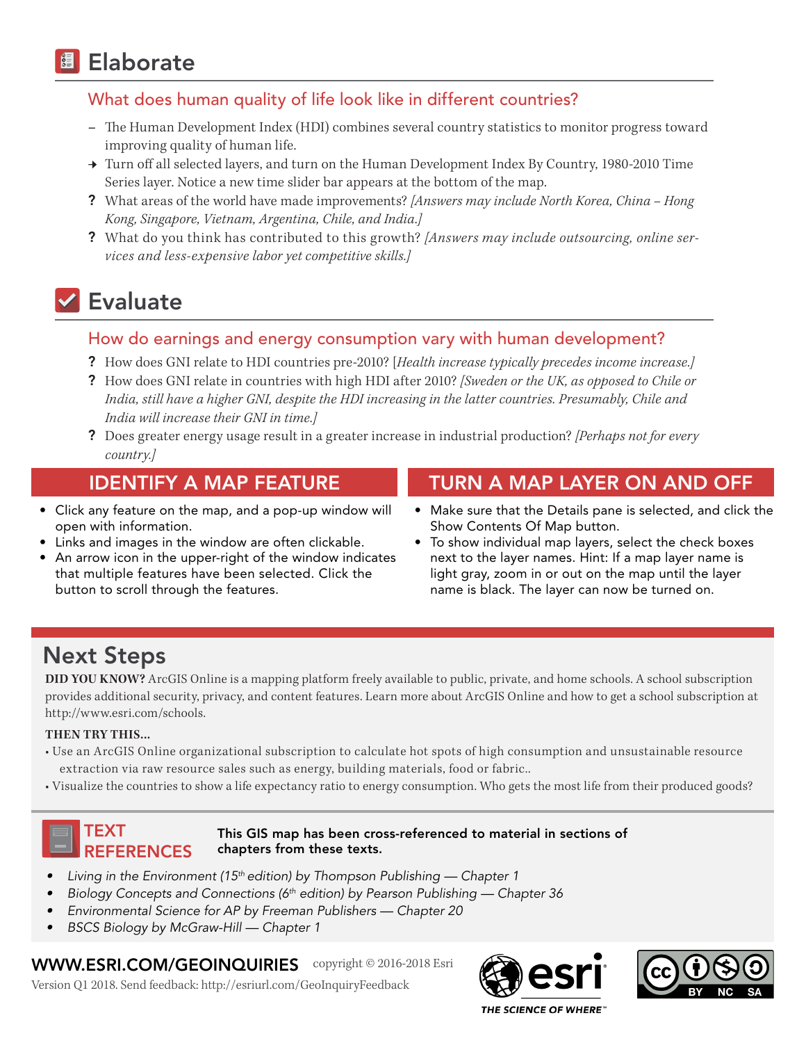## Elaborate

### What does human quality of life look like in different countries?

– The Human Development Index (HDI) combines several country statistics to monitor progress toward improving quality of human life.

→ Turn off all selected layers, and turn on the Human Development Index By Country, 1980-2010 Time Series layer. Notice a new time slider bar appears at the bottom of the map.

**?** What areas of the world have made improvements? *[Answers may include North Korea, China – Hong Kong, Singapore, Vietnam, Argentina, Chile, and India.]*

**?** What do you think has contributed to this growth? *[Answers may include outsourcing, online services and less-expensive labor yet competitive skills.]*

## Evaluate

### How do earnings and energy consumption vary with human development?

**?** How does GNI relate to HDI countries pre-2010? [*Health increase typically precedes income increase.]*

**?** How does GNI relate in countries with high HDI after 2010? *[Sweden or the UK, as opposed to Chile or India, still have a higher GNI, despite the HDI increasing in the latter countries. Presumably, Chile and India will increase their GNI in time.]*

**?** Does greater energy usage result in a greater increase in industrial production? *[Perhaps not for every country.]*

### IDENTIFY A MAP FEATURE

- Click any feature on the map, and a pop-up window will open with information.
- Links and images in the window are often clickable.
- An arrow icon in the upper-right of the window indicates that multiple features have been selected. Click the button to scroll through the features.

### TURN A MAP LAYER ON AND OFF

- Make sure that the Details pane is selected, and click the Show Contents Of Map button.
- To show individual map layers, select the check boxes next to the layer names. Hint: If a map layer name is light gray, zoom in or out on the map until the layer name is black. The layer can now be turned on.

## Next Steps

**DID YOU KNOW?** ArcGIS Online is a mapping platform freely available to public, private, and home schools. A school subscription provides additional security, privacy, and content features. Learn more about ArcGIS Online and how to get a school subscription at http://www.esri.com/schools.

**THEN TRY THIS...**

- Use an ArcGIS Online organizational subscription to calculate hot spots of high consumption and unsustainable resource extraction via raw resource sales such as energy, building materials, food or fabric..
- Visualize the countries to show a life expectancy ratio to energy consumption. Who gets the most life from their produced goods?

### TEXT REFERENCES

**This GIS map has been cross-referenced to material in sections of chapters from these texts.**

- *Living in the Environment (15th edition) by Thompson Publishing — Chapter 1*
- *Biology Concepts and Connections (6th edition) by Pearson Publishing — Chapter 36*
- *Environmental Science for AP by Freeman Publishers — Chapter 20*
- *BSCS Biology by McGraw-Hill — Chapter 1*

**WWW.ESRI.COM/GEOINQUIRIES** copyright © 2016-2018 Esri

Version Q1 2018. Send feedback: http://esriurl.com/GeoInquiryFeedback

THE SCIENCE OF WHERE™